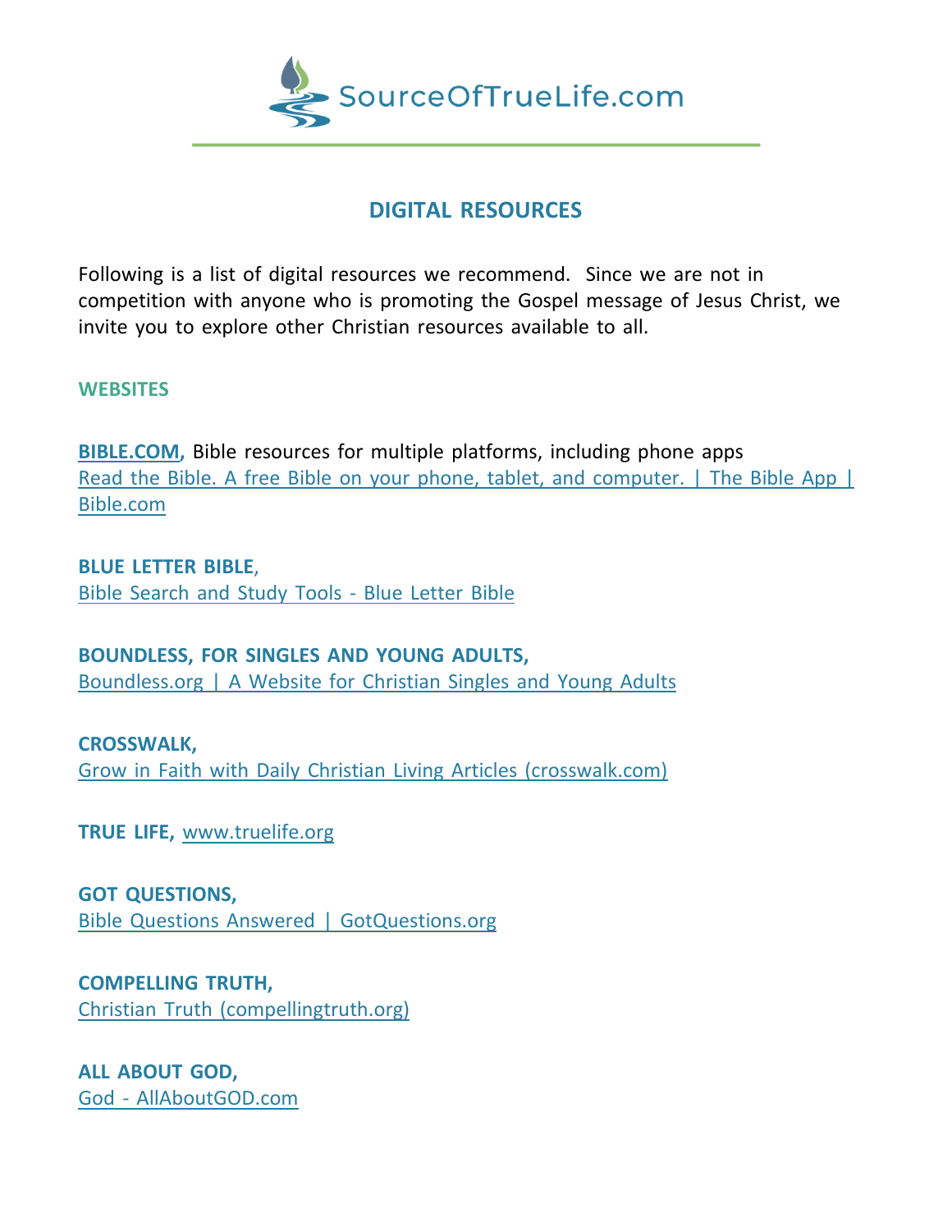SourceOfTrueLife.com

## DIGITAL RESOURCES

Following is a list of digital resources we recommend. Since we are not in competition with anyone who is promoting the Gospel message of Jesus Christ, we invite you to explore other Christian resources available to all.

### WEBSITES

**BIBLE.COM,** Bible resources for multiple platforms, including phone apps
Read the Bible. A free Bible on your phone, tablet, and computer. | The Bible App | Bible.com

**BLUE LETTER BIBLE**,
Bible Search and Study Tools - Blue Letter Bible

**BOUNDLESS, FOR SINGLES AND YOUNG ADULTS,**
Boundless.org | A Website for Christian Singles and Young Adults

**CROSSWALK,**
Grow in Faith with Daily Christian Living Articles (crosswalk.com)

**TRUE LIFE,** www.truelife.org

**GOT QUESTIONS,**
Bible Questions Answered | GotQuestions.org

**COMPELLING TRUTH,**
Christian Truth (compellingtruth.org)

**ALL ABOUT GOD,**
God - AllAboutGOD.com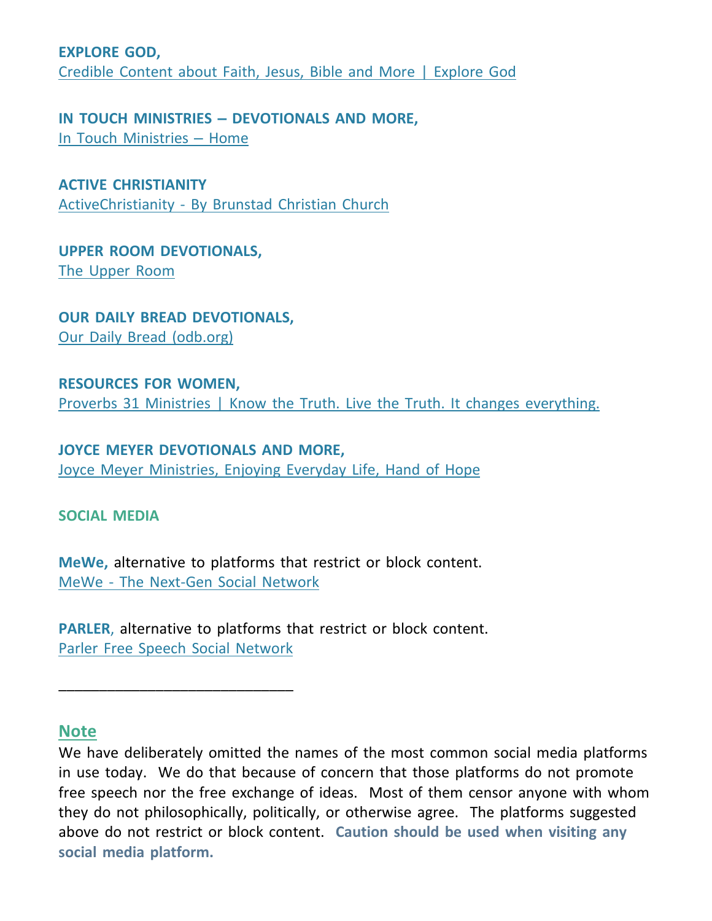**EXPLORE GOD,**
Credible Content about Faith, Jesus, Bible and More | Explore God

**IN TOUCH MINISTRIES – DEVOTIONALS AND MORE,**
In Touch Ministries – Home

**ACTIVE CHRISTIANITY**
ActiveChristianity - By Brunstad Christian Church

**UPPER ROOM DEVOTIONALS,**
The Upper Room

**OUR DAILY BREAD DEVOTIONALS,**
Our Daily Bread (odb.org)

**RESOURCES FOR WOMEN,**
Proverbs 31 Ministries | Know the Truth. Live the Truth. It changes everything.

**JOYCE MEYER DEVOTIONALS AND MORE,**
Joyce Meyer Ministries, Enjoying Everyday Life, Hand of Hope

**SOCIAL MEDIA**

**MeWe,** alternative to platforms that restrict or block content.
MeWe - The Next-Gen Social Network

**PARLER**, alternative to platforms that restrict or block content.
Parler Free Speech Social Network

---

**Note**

We have deliberately omitted the names of the most common social media platforms in use today. We do that because of concern that those platforms do not promote free speech nor the free exchange of ideas. Most of them censor anyone with whom they do not philosophically, politically, or otherwise agree. The platforms suggested above do not restrict or block content. **Caution should be used when visiting any social media platform.**